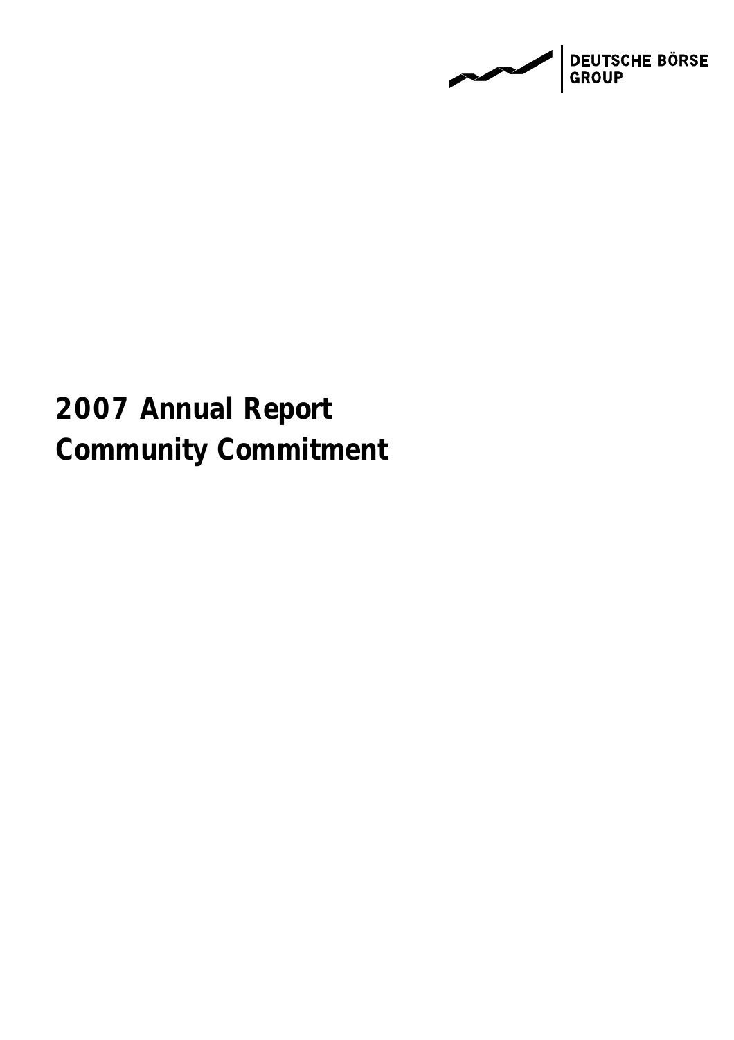DEUTSCHE BÖRSE
GROUP

# 2007 Annual Report
# Community Commitment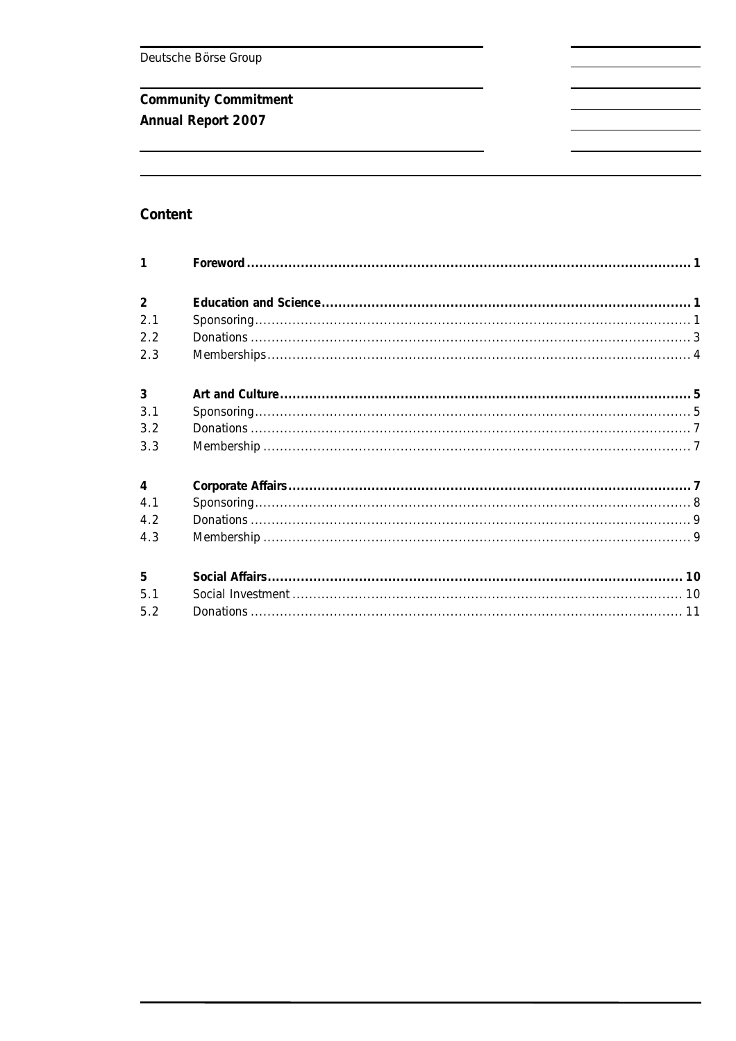Deutsche Börse Group

**Community Commitment**
**Annual Report 2007**

## Content

| | | |
|---|---|---|
| **1** | **Foreword** | **1** |
| **2** | **Education and Science** | **1** |
| 2.1 | Sponsoring | 1 |
| 2.2 | Donations | 3 |
| 2.3 | Memberships | 4 |
| **3** | **Art and Culture** | **5** |
| 3.1 | Sponsoring | 5 |
| 3.2 | Donations | 7 |
| 3.3 | Membership | 7 |
| **4** | **Corporate Affairs** | **7** |
| 4.1 | Sponsoring | 8 |
| 4.2 | Donations | 9 |
| 4.3 | Membership | 9 |
| **5** | **Social Affairs** | **10** |
| 5.1 | Social Investment | 10 |
| 5.2 | Donations | 11 |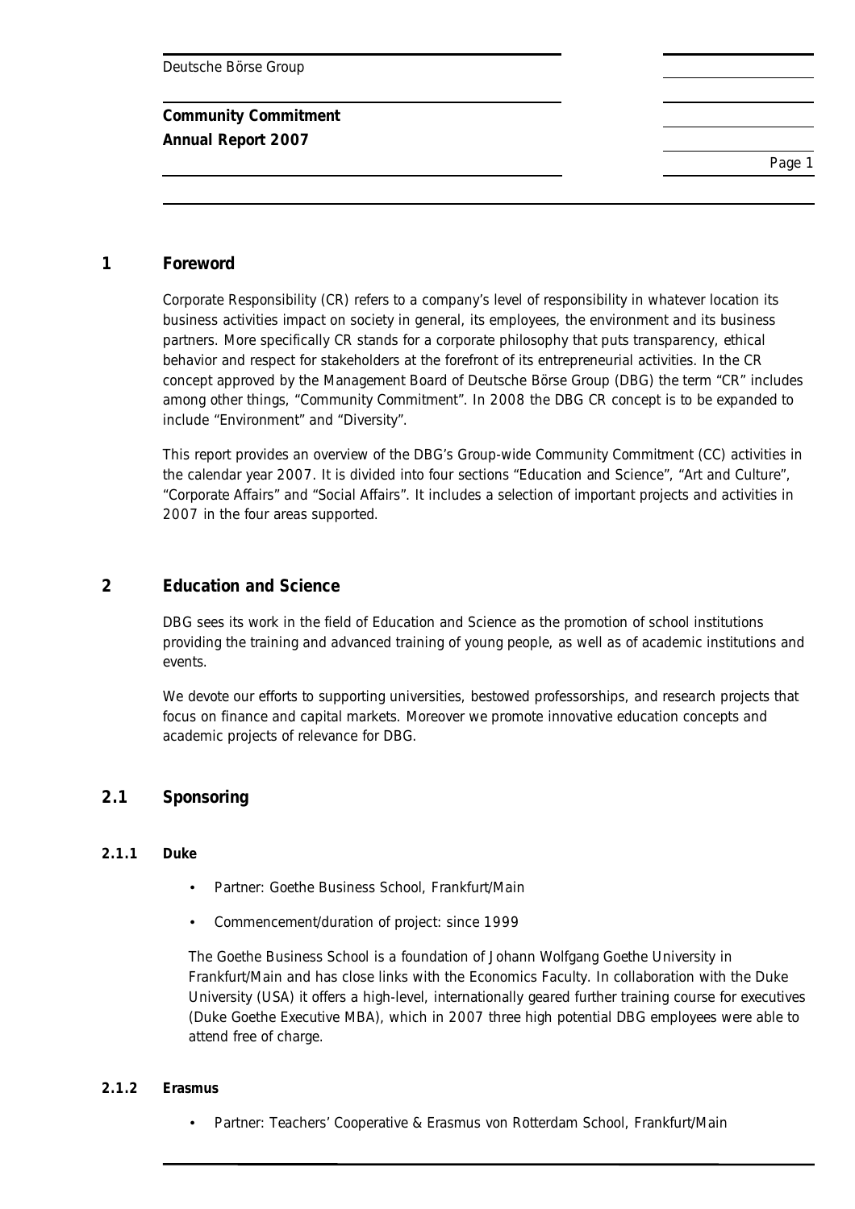## 1 Foreword

Corporate Responsibility (CR) refers to a company's level of responsibility in whatever location its business activities impact on society in general, its employees, the environment and its business partners. More specifically CR stands for a corporate philosophy that puts transparency, ethical behavior and respect for stakeholders at the forefront of its entrepreneurial activities. In the CR concept approved by the Management Board of Deutsche Börse Group (DBG) the term "CR" includes among other things, "Community Commitment". In 2008 the DBG CR concept is to be expanded to include "Environment" and "Diversity".

This report provides an overview of the DBG's Group-wide Community Commitment (CC) activities in the calendar year 2007. It is divided into four sections "Education and Science", "Art and Culture", "Corporate Affairs" and "Social Affairs". It includes a selection of important projects and activities in 2007 in the four areas supported.

## 2 Education and Science

DBG sees its work in the field of Education and Science as the promotion of school institutions providing the training and advanced training of young people, as well as of academic institutions and events.

We devote our efforts to supporting universities, bestowed professorships, and research projects that focus on finance and capital markets. Moreover we promote innovative education concepts and academic projects of relevance for DBG.

### 2.1 Sponsoring

#### 2.1.1 Duke

- Partner: Goethe Business School, Frankfurt/Main
- Commencement/duration of project: since 1999

The Goethe Business School is a foundation of Johann Wolfgang Goethe University in Frankfurt/Main and has close links with the Economics Faculty. In collaboration with the Duke University (USA) it offers a high-level, internationally geared further training course for executives (Duke Goethe Executive MBA), which in 2007 three high potential DBG employees were able to attend free of charge.

#### 2.1.2 Erasmus

- Partner: Teachers' Cooperative & Erasmus von Rotterdam School, Frankfurt/Main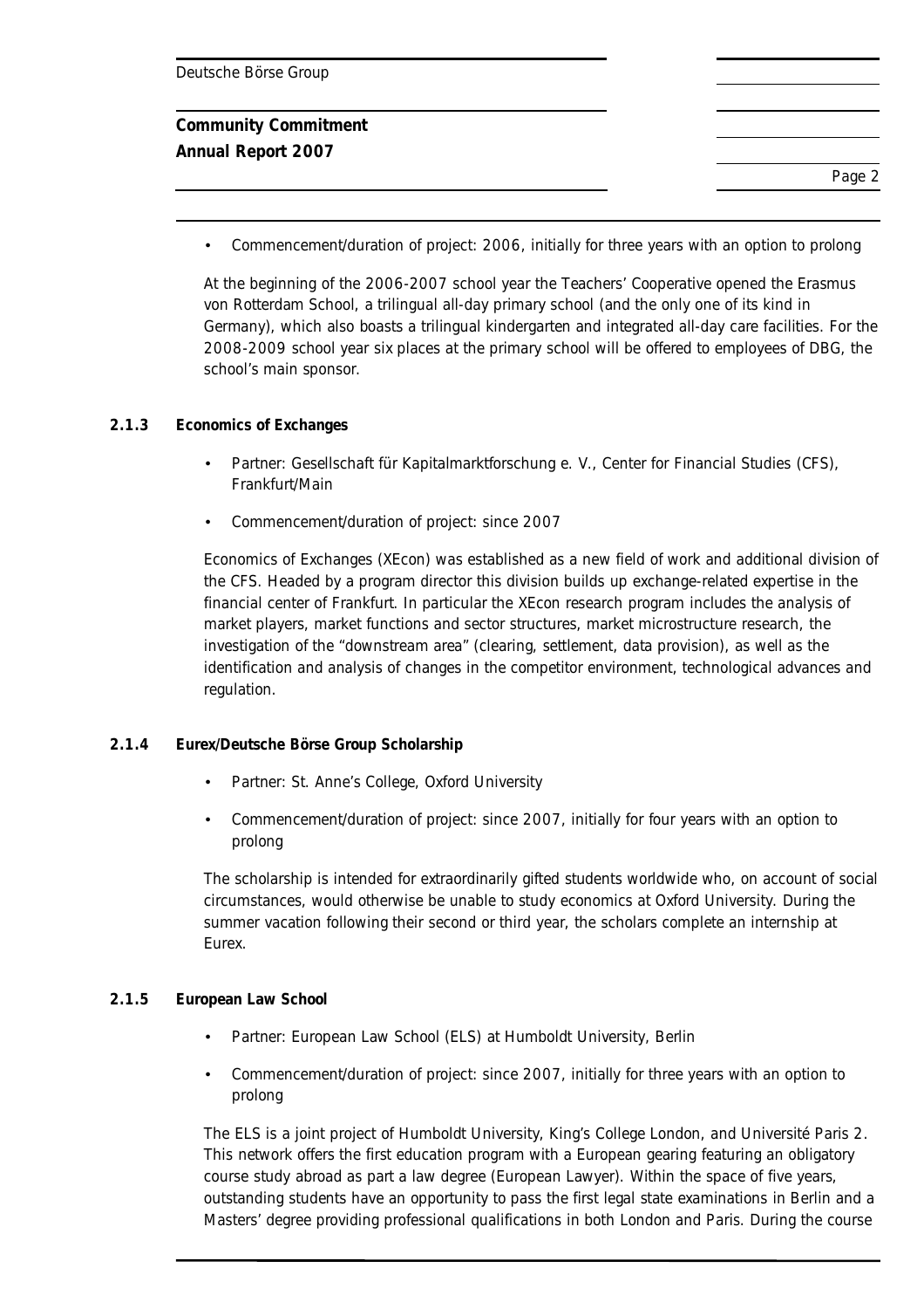- Commencement/duration of project: 2006, initially for three years with an option to prolong

At the beginning of the 2006-2007 school year the Teachers' Cooperative opened the Erasmus von Rotterdam School, a trilingual all-day primary school (and the only one of its kind in Germany), which also boasts a trilingual kindergarten and integrated all-day care facilities. For the 2008-2009 school year six places at the primary school will be offered to employees of DBG, the school's main sponsor.

### 2.1.3 Economics of Exchanges

- Partner: Gesellschaft für Kapitalmarktforschung e. V., Center for Financial Studies (CFS), Frankfurt/Main
- Commencement/duration of project: since 2007

Economics of Exchanges (XEcon) was established as a new field of work and additional division of the CFS. Headed by a program director this division builds up exchange-related expertise in the financial center of Frankfurt. In particular the XEcon research program includes the analysis of market players, market functions and sector structures, market microstructure research, the investigation of the "downstream area" (clearing, settlement, data provision), as well as the identification and analysis of changes in the competitor environment, technological advances and regulation.

### 2.1.4 Eurex/Deutsche Börse Group Scholarship

- Partner: St. Anne's College, Oxford University
- Commencement/duration of project: since 2007, initially for four years with an option to prolong

The scholarship is intended for extraordinarily gifted students worldwide who, on account of social circumstances, would otherwise be unable to study economics at Oxford University. During the summer vacation following their second or third year, the scholars complete an internship at Eurex.

### 2.1.5 European Law School

- Partner: European Law School (ELS) at Humboldt University, Berlin
- Commencement/duration of project: since 2007, initially for three years with an option to prolong

The ELS is a joint project of Humboldt University, King's College London, and Université Paris 2. This network offers the first education program with a European gearing featuring an obligatory course study abroad as part a law degree (European Lawyer). Within the space of five years, outstanding students have an opportunity to pass the first legal state examinations in Berlin and a Masters' degree providing professional qualifications in both London and Paris. During the course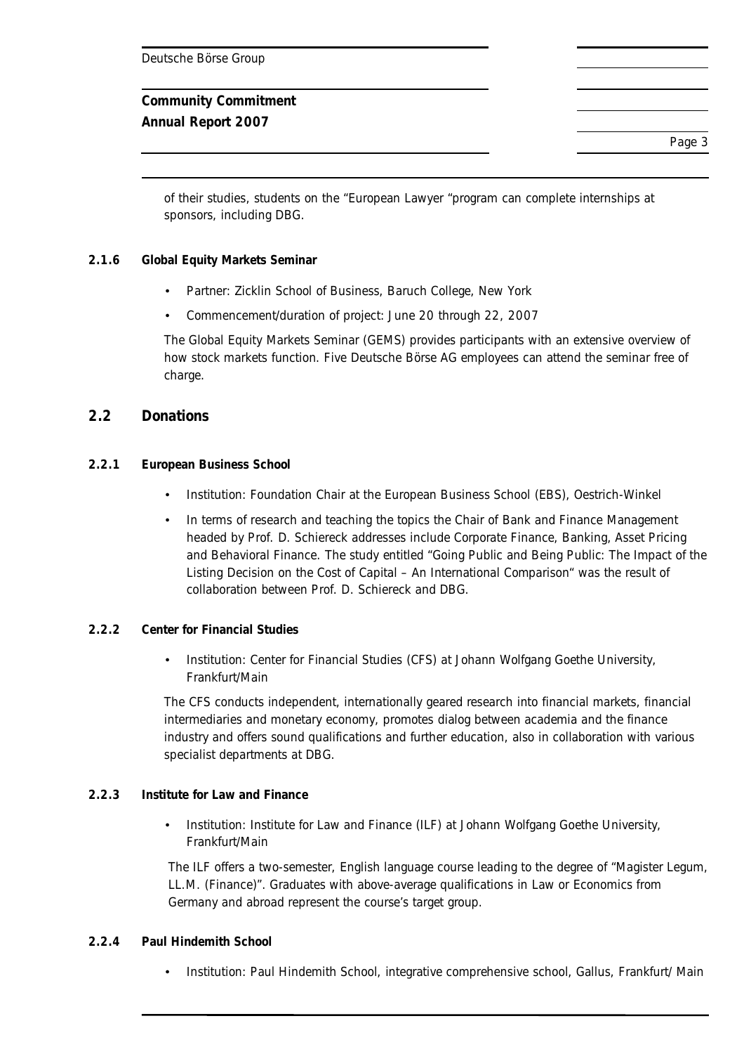of their studies, students on the "European Lawyer "program can complete internships at sponsors, including DBG.

#### 2.1.6 Global Equity Markets Seminar

- Partner: Zicklin School of Business, Baruch College, New York
- Commencement/duration of project: June 20 through 22, 2007

The Global Equity Markets Seminar (GEMS) provides participants with an extensive overview of how stock markets function. Five Deutsche Börse AG employees can attend the seminar free of charge.

## 2.2 Donations

#### 2.2.1 European Business School

- Institution: Foundation Chair at the European Business School (EBS), Oestrich-Winkel
- In terms of research and teaching the topics the Chair of Bank and Finance Management headed by Prof. D. Schiereck addresses include Corporate Finance, Banking, Asset Pricing and Behavioral Finance. The study entitled "Going Public and Being Public: The Impact of the Listing Decision on the Cost of Capital – An International Comparison" was the result of collaboration between Prof. D. Schiereck and DBG.

#### 2.2.2 Center for Financial Studies

- Institution: Center for Financial Studies (CFS) at Johann Wolfgang Goethe University, Frankfurt/Main

The CFS conducts independent, internationally geared research into financial markets, financial intermediaries and monetary economy, promotes dialog between academia and the finance industry and offers sound qualifications and further education, also in collaboration with various specialist departments at DBG.

#### 2.2.3 Institute for Law and Finance

- Institution: Institute for Law and Finance (ILF) at Johann Wolfgang Goethe University, Frankfurt/Main

The ILF offers a two-semester, English language course leading to the degree of "Magister Legum, LL.M. (Finance)". Graduates with above-average qualifications in Law or Economics from Germany and abroad represent the course's target group.

#### 2.2.4 Paul Hindemith School

- Institution: Paul Hindemith School, integrative comprehensive school, Gallus, Frankfurt/ Main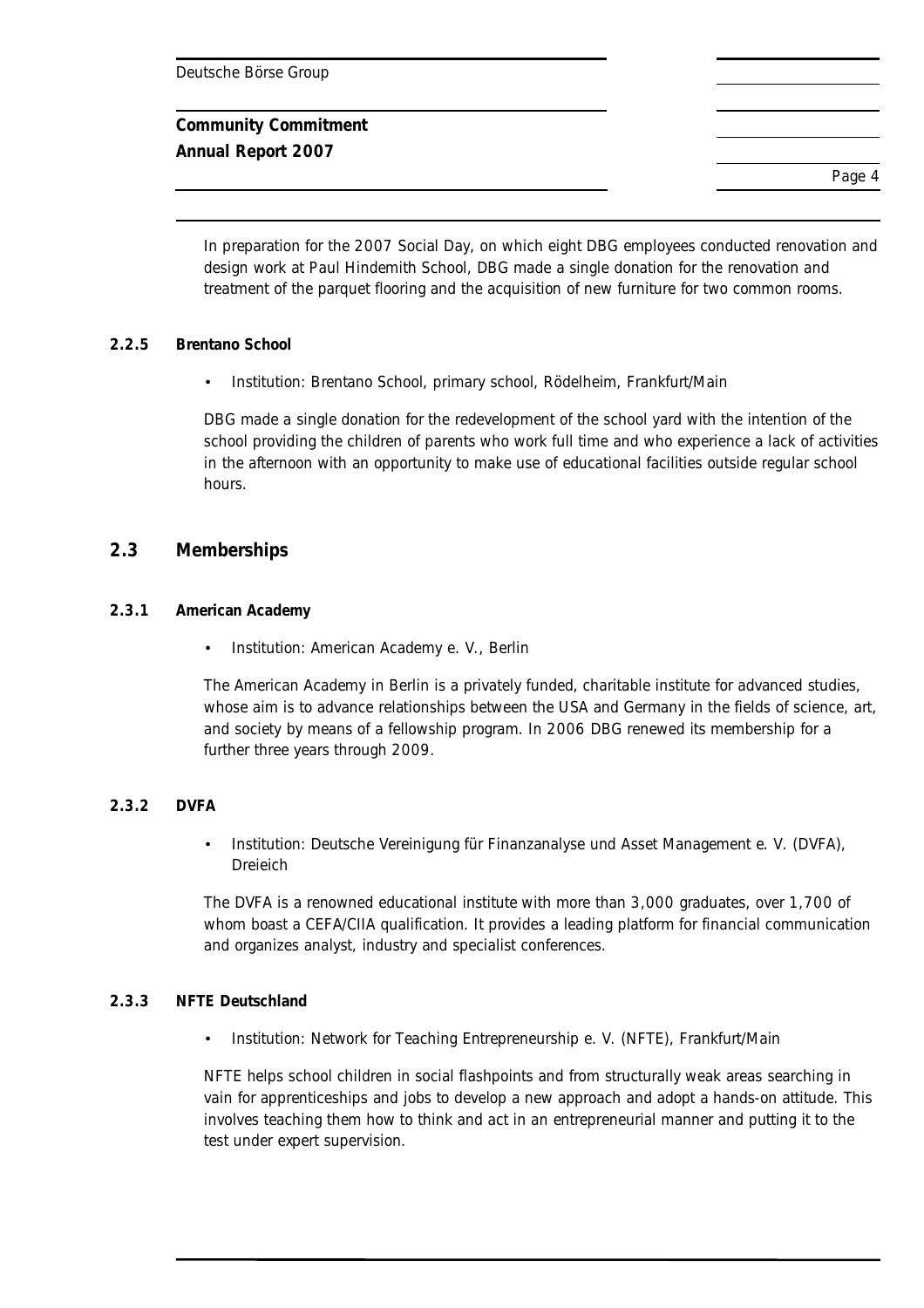In preparation for the 2007 Social Day, on which eight DBG employees conducted renovation and design work at Paul Hindemith School, DBG made a single donation for the renovation and treatment of the parquet flooring and the acquisition of new furniture for two common rooms.

#### 2.2.5 Brentano School

- Institution: Brentano School, primary school, Rödelheim, Frankfurt/Main

DBG made a single donation for the redevelopment of the school yard with the intention of the school providing the children of parents who work full time and who experience a lack of activities in the afternoon with an opportunity to make use of educational facilities outside regular school hours.

### 2.3 Memberships

#### 2.3.1 American Academy

- Institution: American Academy e. V., Berlin

The American Academy in Berlin is a privately funded, charitable institute for advanced studies, whose aim is to advance relationships between the USA and Germany in the fields of science, art, and society by means of a fellowship program. In 2006 DBG renewed its membership for a further three years through 2009.

#### 2.3.2 DVFA

- Institution: Deutsche Vereinigung für Finanzanalyse und Asset Management e. V. (DVFA), Dreieich

The DVFA is a renowned educational institute with more than 3,000 graduates, over 1,700 of whom boast a CEFA/CIIA qualification. It provides a leading platform for financial communication and organizes analyst, industry and specialist conferences.

#### 2.3.3 NFTE Deutschland

- Institution: Network for Teaching Entrepreneurship e. V. (NFTE), Frankfurt/Main

NFTE helps school children in social flashpoints and from structurally weak areas searching in vain for apprenticeships and jobs to develop a new approach and adopt a hands-on attitude. This involves teaching them how to think and act in an entrepreneurial manner and putting it to the test under expert supervision.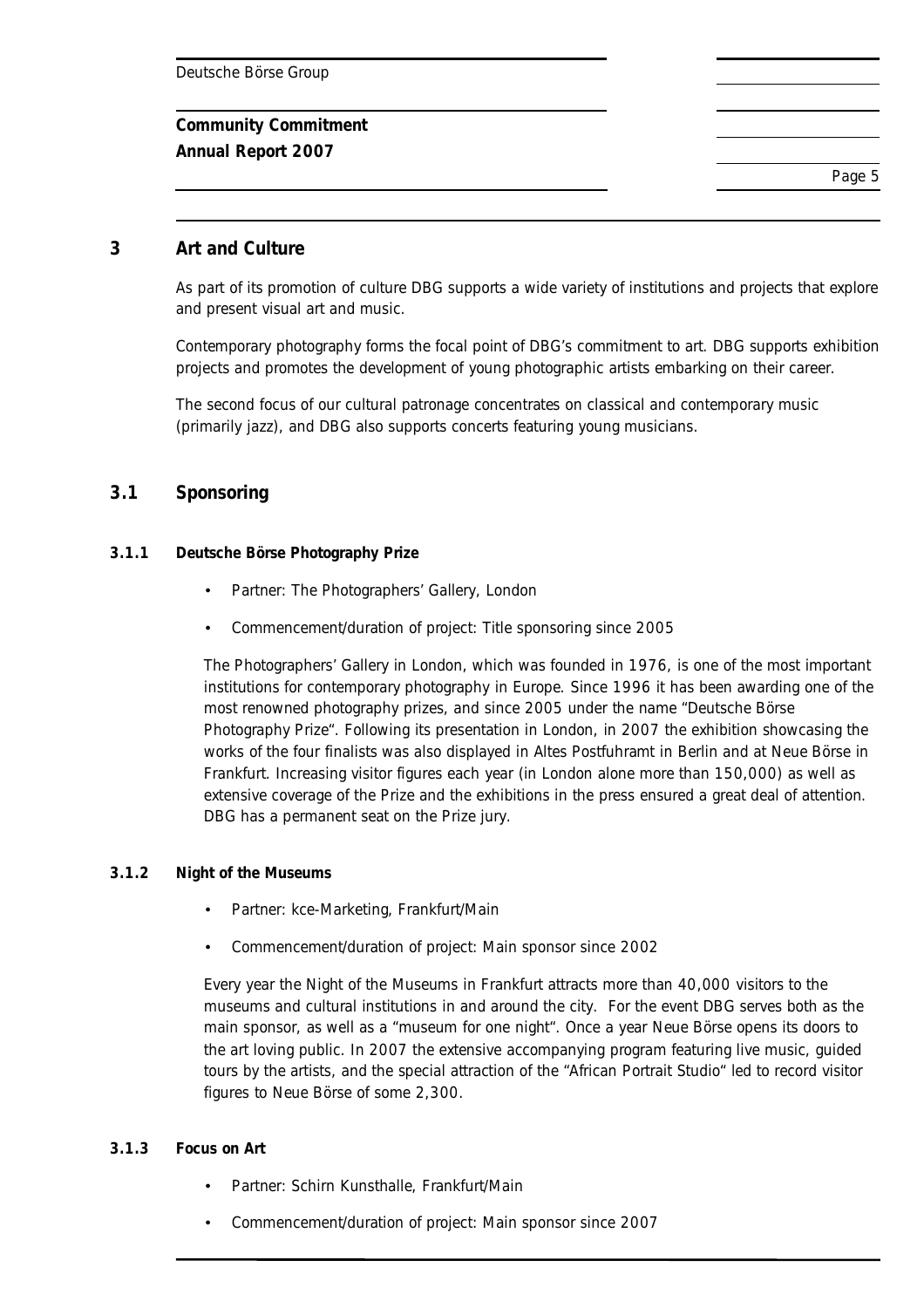## 3 Art and Culture

As part of its promotion of culture DBG supports a wide variety of institutions and projects that explore and present visual art and music.

Contemporary photography forms the focal point of DBG's commitment to art. DBG supports exhibition projects and promotes the development of young photographic artists embarking on their career.

The second focus of our cultural patronage concentrates on classical and contemporary music (primarily jazz), and DBG also supports concerts featuring young musicians.

### 3.1 Sponsoring

#### 3.1.1 Deutsche Börse Photography Prize

- Partner: The Photographers' Gallery, London
- Commencement/duration of project: Title sponsoring since 2005

The Photographers' Gallery in London, which was founded in 1976, is one of the most important institutions for contemporary photography in Europe. Since 1996 it has been awarding one of the most renowned photography prizes, and since 2005 under the name "Deutsche Börse Photography Prize". Following its presentation in London, in 2007 the exhibition showcasing the works of the four finalists was also displayed in Altes Postfuhramt in Berlin and at Neue Börse in Frankfurt. Increasing visitor figures each year (in London alone more than 150,000) as well as extensive coverage of the Prize and the exhibitions in the press ensured a great deal of attention. DBG has a permanent seat on the Prize jury.

#### 3.1.2 Night of the Museums

- Partner: kce-Marketing, Frankfurt/Main
- Commencement/duration of project: Main sponsor since 2002

Every year the Night of the Museums in Frankfurt attracts more than 40,000 visitors to the museums and cultural institutions in and around the city. For the event DBG serves both as the main sponsor, as well as a "museum for one night". Once a year Neue Börse opens its doors to the art loving public. In 2007 the extensive accompanying program featuring live music, guided tours by the artists, and the special attraction of the "African Portrait Studio" led to record visitor figures to Neue Börse of some 2,300.

#### 3.1.3 Focus on Art

- Partner: Schirn Kunsthalle, Frankfurt/Main
- Commencement/duration of project: Main sponsor since 2007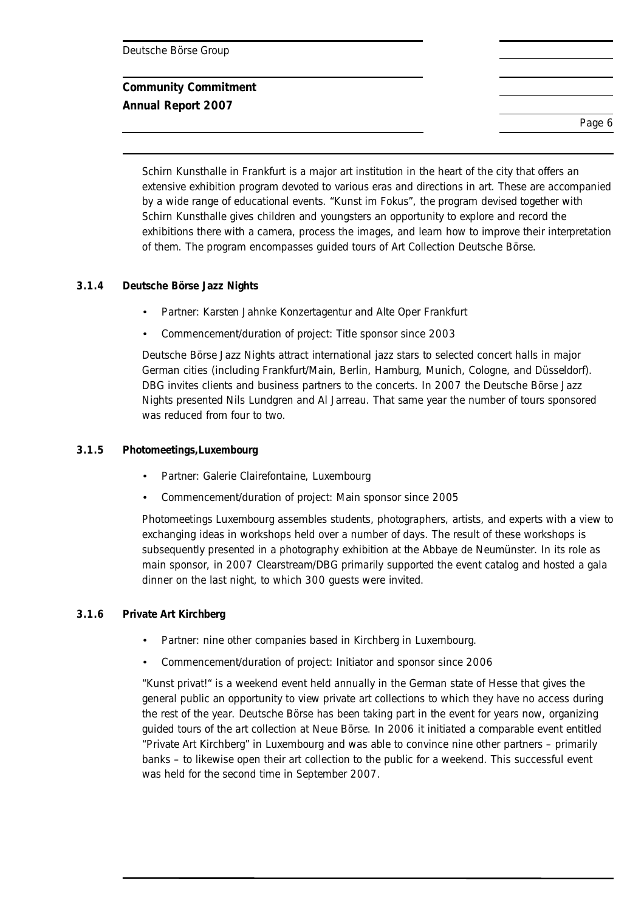Schirn Kunsthalle in Frankfurt is a major art institution in the heart of the city that offers an extensive exhibition program devoted to various eras and directions in art. These are accompanied by a wide range of educational events. "Kunst im Fokus", the program devised together with Schirn Kunsthalle gives children and youngsters an opportunity to explore and record the exhibitions there with a camera, process the images, and learn how to improve their interpretation of them. The program encompasses guided tours of Art Collection Deutsche Börse.

#### 3.1.4 Deutsche Börse Jazz Nights

- Partner: Karsten Jahnke Konzertagentur and Alte Oper Frankfurt
- Commencement/duration of project: Title sponsor since 2003

Deutsche Börse Jazz Nights attract international jazz stars to selected concert halls in major German cities (including Frankfurt/Main, Berlin, Hamburg, Munich, Cologne, and Düsseldorf). DBG invites clients and business partners to the concerts. In 2007 the Deutsche Börse Jazz Nights presented Nils Lundgren and Al Jarreau. That same year the number of tours sponsored was reduced from four to two.

#### 3.1.5 Photomeetings,Luxembourg

- Partner: Galerie Clairefontaine, Luxembourg
- Commencement/duration of project: Main sponsor since 2005

Photomeetings Luxembourg assembles students, photographers, artists, and experts with a view to exchanging ideas in workshops held over a number of days. The result of these workshops is subsequently presented in a photography exhibition at the Abbaye de Neumünster. In its role as main sponsor, in 2007 Clearstream/DBG primarily supported the event catalog and hosted a gala dinner on the last night, to which 300 guests were invited.

#### 3.1.6 Private Art Kirchberg

- Partner: nine other companies based in Kirchberg in Luxembourg.
- Commencement/duration of project: Initiator and sponsor since 2006

"Kunst privat!" is a weekend event held annually in the German state of Hesse that gives the general public an opportunity to view private art collections to which they have no access during the rest of the year. Deutsche Börse has been taking part in the event for years now, organizing guided tours of the art collection at Neue Börse. In 2006 it initiated a comparable event entitled "Private Art Kirchberg" in Luxembourg and was able to convince nine other partners – primarily banks – to likewise open their art collection to the public for a weekend. This successful event was held for the second time in September 2007.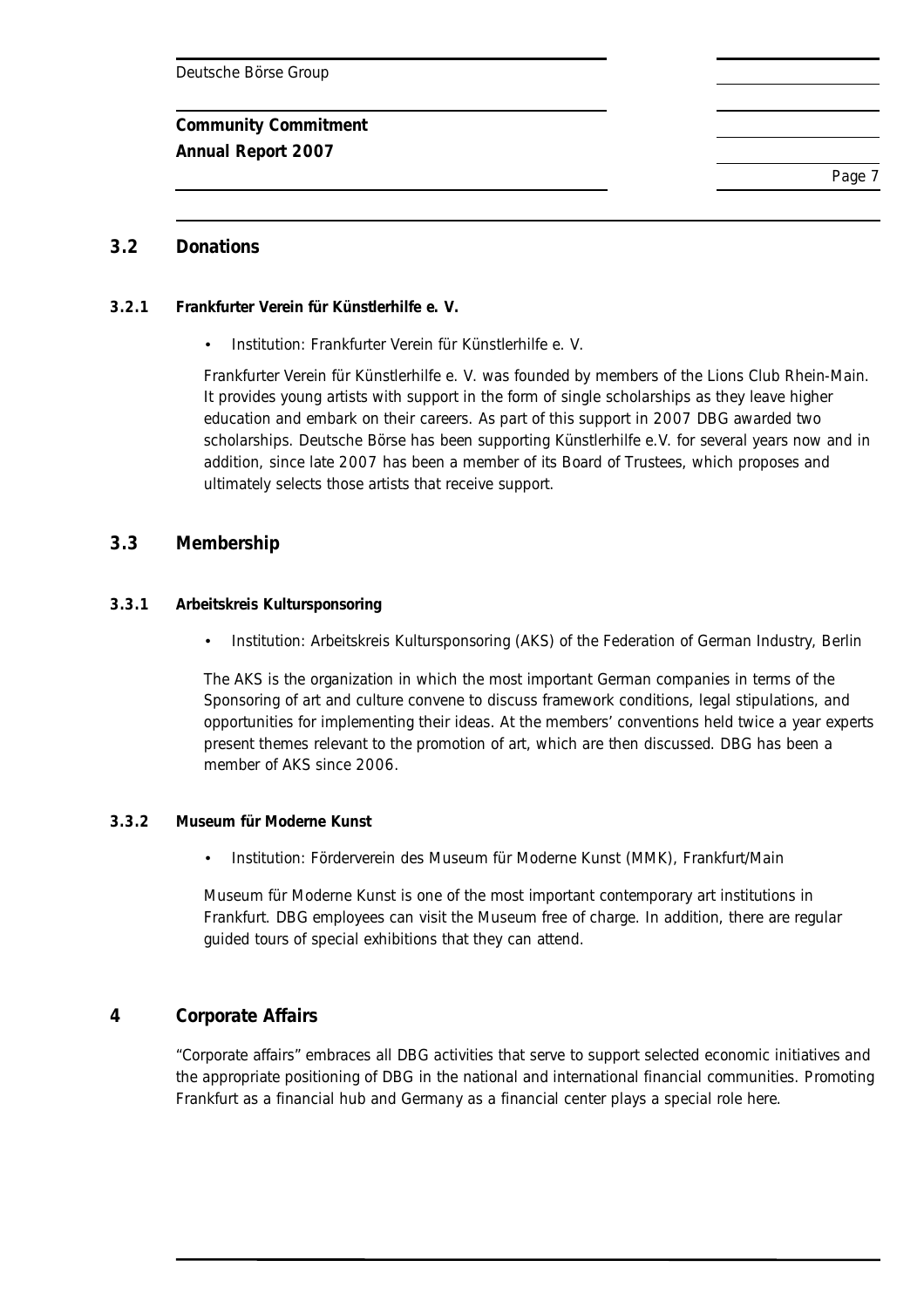## 3.2 Donations

### 3.2.1 Frankfurter Verein für Künstlerhilfe e. V.

- Institution: Frankfurter Verein für Künstlerhilfe e. V.

Frankfurter Verein für Künstlerhilfe e. V. was founded by members of the Lions Club Rhein-Main. It provides young artists with support in the form of single scholarships as they leave higher education and embark on their careers. As part of this support in 2007 DBG awarded two scholarships. Deutsche Börse has been supporting Künstlerhilfe e.V. for several years now and in addition, since late 2007 has been a member of its Board of Trustees, which proposes and ultimately selects those artists that receive support.

## 3.3 Membership

### 3.3.1 Arbeitskreis Kultursponsoring

- Institution: Arbeitskreis Kultursponsoring (AKS) of the Federation of German Industry, Berlin

The AKS is the organization in which the most important German companies in terms of the Sponsoring of art and culture convene to discuss framework conditions, legal stipulations, and opportunities for implementing their ideas. At the members' conventions held twice a year experts present themes relevant to the promotion of art, which are then discussed. DBG has been a member of AKS since 2006.

### 3.3.2 Museum für Moderne Kunst

- Institution: Förderverein des Museum für Moderne Kunst (MMK), Frankfurt/Main

Museum für Moderne Kunst is one of the most important contemporary art institutions in Frankfurt. DBG employees can visit the Museum free of charge. In addition, there are regular guided tours of special exhibitions that they can attend.

# 4 Corporate Affairs

"Corporate affairs" embraces all DBG activities that serve to support selected economic initiatives and the appropriate positioning of DBG in the national and international financial communities. Promoting Frankfurt as a financial hub and Germany as a financial center plays a special role here.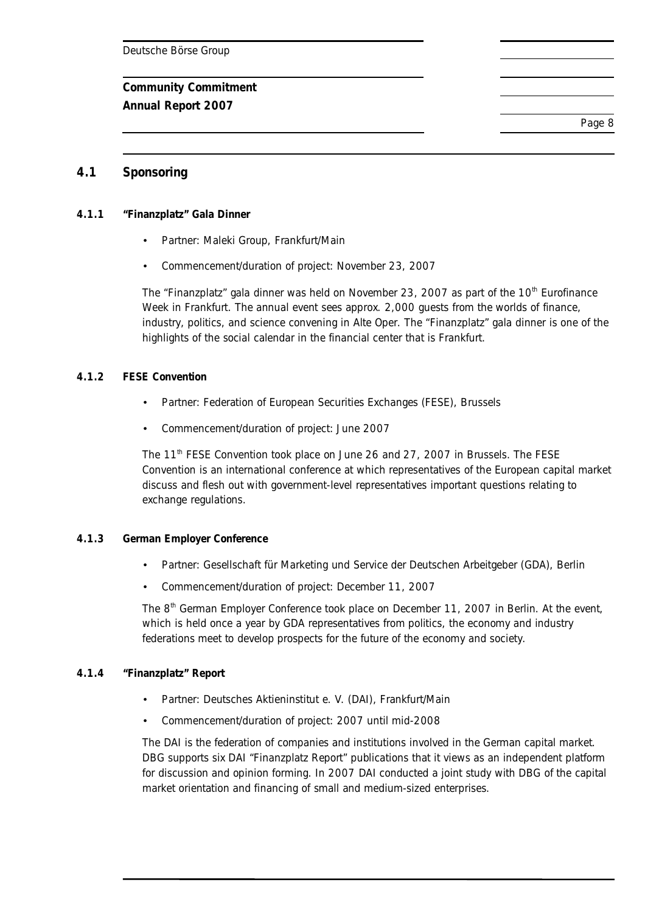## 4.1 Sponsoring

### 4.1.1 "Finanzplatz" Gala Dinner

- Partner: Maleki Group, Frankfurt/Main
- Commencement/duration of project: November 23, 2007

The "Finanzplatz" gala dinner was held on November 23, 2007 as part of the 10th Eurofinance Week in Frankfurt. The annual event sees approx. 2,000 guests from the worlds of finance, industry, politics, and science convening in Alte Oper. The "Finanzplatz" gala dinner is one of the highlights of the social calendar in the financial center that is Frankfurt.

### 4.1.2 FESE Convention

- Partner: Federation of European Securities Exchanges (FESE), Brussels
- Commencement/duration of project: June 2007

The 11th FESE Convention took place on June 26 and 27, 2007 in Brussels. The FESE Convention is an international conference at which representatives of the European capital market discuss and flesh out with government-level representatives important questions relating to exchange regulations.

### 4.1.3 German Employer Conference

- Partner: Gesellschaft für Marketing und Service der Deutschen Arbeitgeber (GDA), Berlin
- Commencement/duration of project: December 11, 2007

The 8th German Employer Conference took place on December 11, 2007 in Berlin. At the event, which is held once a year by GDA representatives from politics, the economy and industry federations meet to develop prospects for the future of the economy and society.

### 4.1.4 "Finanzplatz" Report

- Partner: Deutsches Aktieninstitut e. V. (DAI), Frankfurt/Main
- Commencement/duration of project: 2007 until mid-2008

The DAI is the federation of companies and institutions involved in the German capital market. DBG supports six DAI "Finanzplatz Report" publications that it views as an independent platform for discussion and opinion forming. In 2007 DAI conducted a joint study with DBG of the capital market orientation and financing of small and medium-sized enterprises.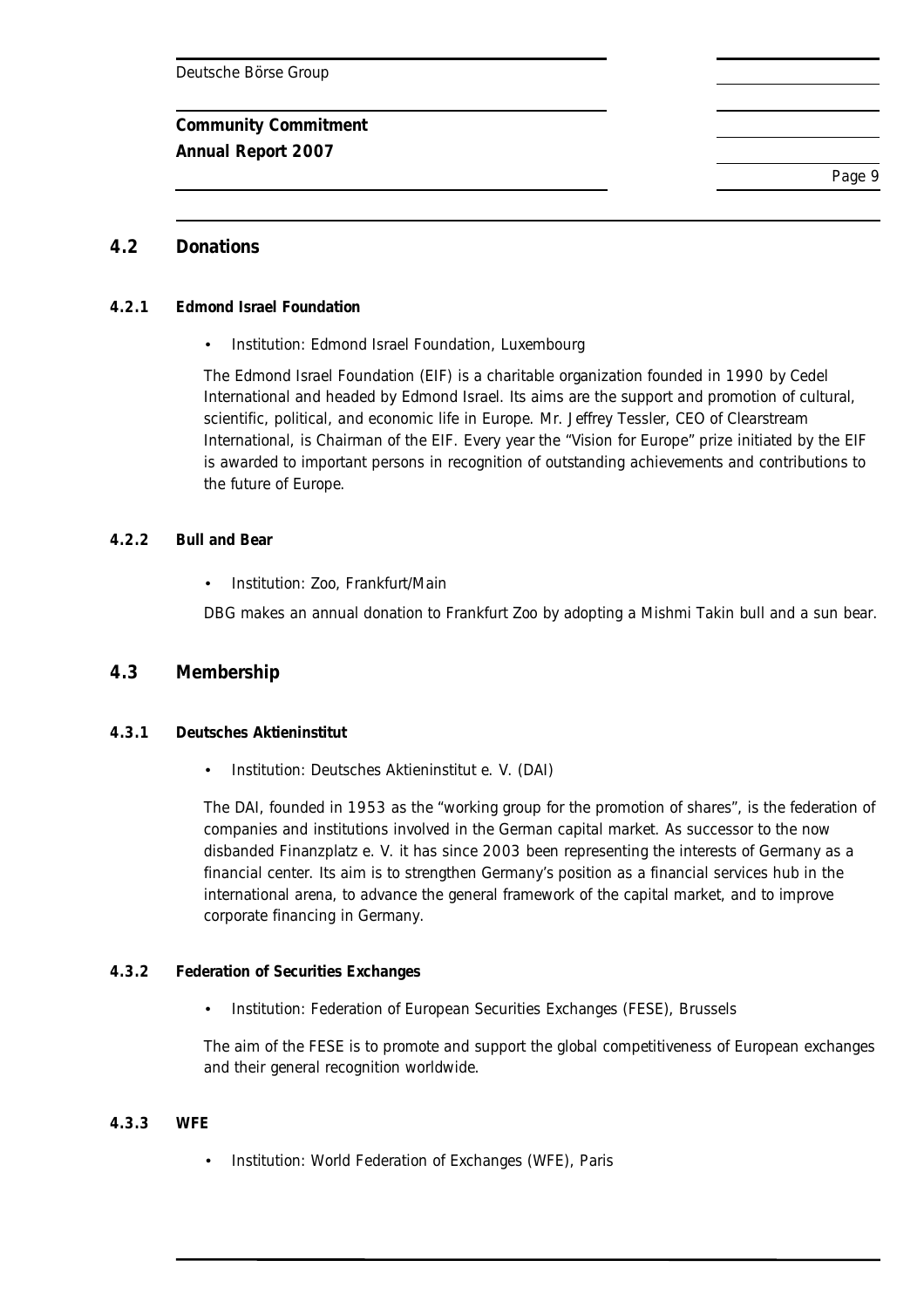## 4.2 Donations

### 4.2.1 Edmond Israel Foundation

- Institution: Edmond Israel Foundation, Luxembourg

The Edmond Israel Foundation (EIF) is a charitable organization founded in 1990 by Cedel International and headed by Edmond Israel. Its aims are the support and promotion of cultural, scientific, political, and economic life in Europe. Mr. Jeffrey Tessler, CEO of Clearstream International, is Chairman of the EIF. Every year the "Vision for Europe" prize initiated by the EIF is awarded to important persons in recognition of outstanding achievements and contributions to the future of Europe.

### 4.2.2 Bull and Bear

- Institution: Zoo, Frankfurt/Main

DBG makes an annual donation to Frankfurt Zoo by adopting a Mishmi Takin bull and a sun bear.

## 4.3 Membership

### 4.3.1 Deutsches Aktieninstitut

- Institution: Deutsches Aktieninstitut e. V. (DAI)

The DAI, founded in 1953 as the "working group for the promotion of shares", is the federation of companies and institutions involved in the German capital market. As successor to the now disbanded Finanzplatz e. V. it has since 2003 been representing the interests of Germany as a financial center. Its aim is to strengthen Germany's position as a financial services hub in the international arena, to advance the general framework of the capital market, and to improve corporate financing in Germany.

### 4.3.2 Federation of Securities Exchanges

- Institution: Federation of European Securities Exchanges (FESE), Brussels

The aim of the FESE is to promote and support the global competitiveness of European exchanges and their general recognition worldwide.

### 4.3.3 WFE

- Institution: World Federation of Exchanges (WFE), Paris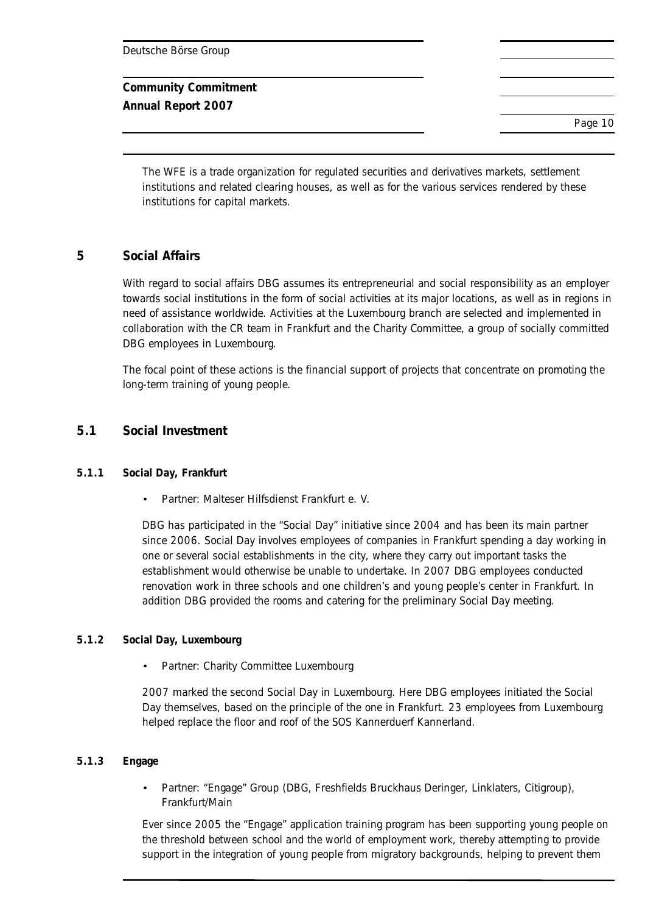The WFE is a trade organization for regulated securities and derivatives markets, settlement institutions and related clearing houses, as well as for the various services rendered by these institutions for capital markets.

## 5 Social Affairs

With regard to social affairs DBG assumes its entrepreneurial and social responsibility as an employer towards social institutions in the form of social activities at its major locations, as well as in regions in need of assistance worldwide. Activities at the Luxembourg branch are selected and implemented in collaboration with the CR team in Frankfurt and the Charity Committee, a group of socially committed DBG employees in Luxembourg.

The focal point of these actions is the financial support of projects that concentrate on promoting the long-term training of young people.

### 5.1 Social Investment

#### 5.1.1 Social Day, Frankfurt

- Partner: Malteser Hilfsdienst Frankfurt e. V.

DBG has participated in the "Social Day" initiative since 2004 and has been its main partner since 2006. Social Day involves employees of companies in Frankfurt spending a day working in one or several social establishments in the city, where they carry out important tasks the establishment would otherwise be unable to undertake. In 2007 DBG employees conducted renovation work in three schools and one children's and young people's center in Frankfurt. In addition DBG provided the rooms and catering for the preliminary Social Day meeting.

#### 5.1.2 Social Day, Luxembourg

- Partner: Charity Committee Luxembourg

2007 marked the second Social Day in Luxembourg. Here DBG employees initiated the Social Day themselves, based on the principle of the one in Frankfurt. 23 employees from Luxembourg helped replace the floor and roof of the SOS Kannerduerf Kannerland.

#### 5.1.3 Engage

- Partner: "Engage" Group (DBG, Freshfields Bruckhaus Deringer, Linklaters, Citigroup), Frankfurt/Main

Ever since 2005 the "Engage" application training program has been supporting young people on the threshold between school and the world of employment work, thereby attempting to provide support in the integration of young people from migratory backgrounds, helping to prevent them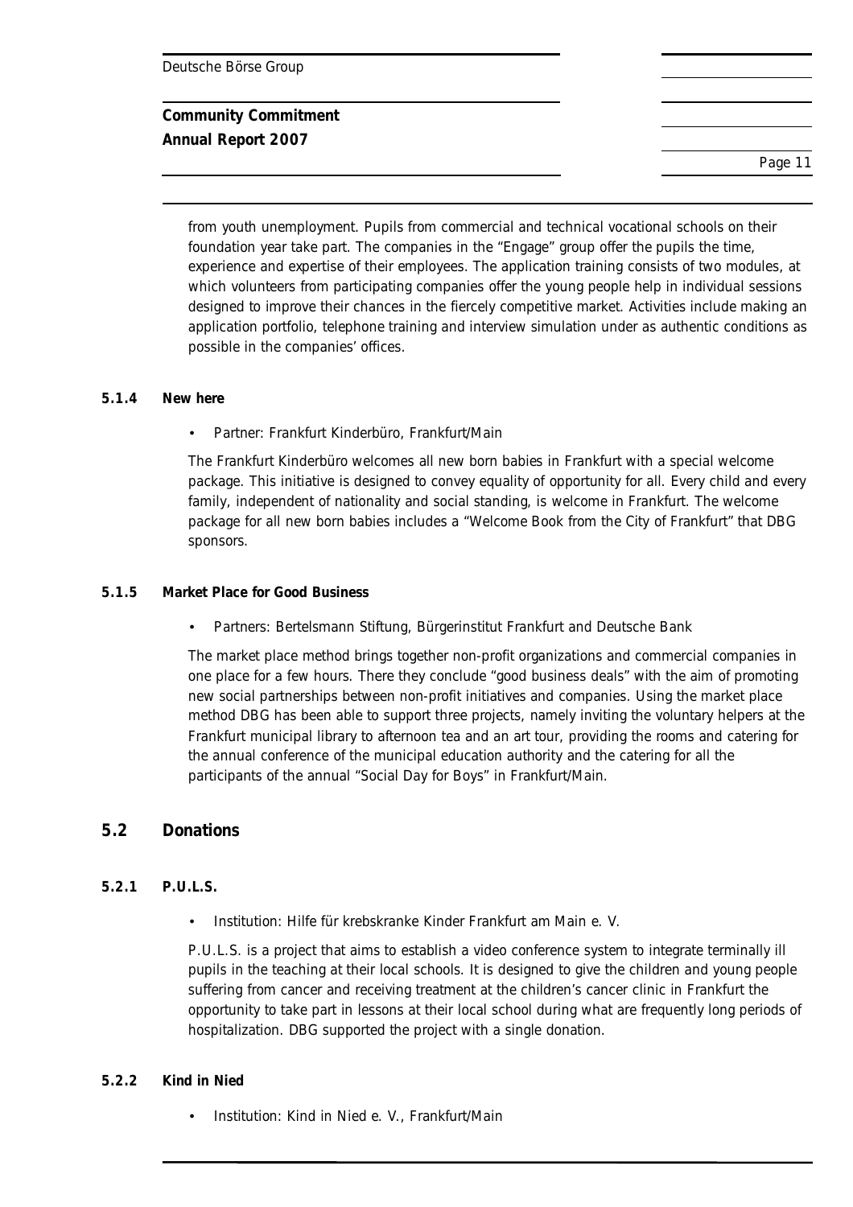from youth unemployment. Pupils from commercial and technical vocational schools on their foundation year take part. The companies in the "Engage" group offer the pupils the time, experience and expertise of their employees. The application training consists of two modules, at which volunteers from participating companies offer the young people help in individual sessions designed to improve their chances in the fiercely competitive market. Activities include making an application portfolio, telephone training and interview simulation under as authentic conditions as possible in the companies' offices.

#### 5.1.4 New here

- Partner: Frankfurt Kinderbüro, Frankfurt/Main

The Frankfurt Kinderbüro welcomes all new born babies in Frankfurt with a special welcome package. This initiative is designed to convey equality of opportunity for all. Every child and every family, independent of nationality and social standing, is welcome in Frankfurt. The welcome package for all new born babies includes a "Welcome Book from the City of Frankfurt" that DBG sponsors.

#### 5.1.5 Market Place for Good Business

- Partners: Bertelsmann Stiftung, Bürgerinstitut Frankfurt and Deutsche Bank

The market place method brings together non-profit organizations and commercial companies in one place for a few hours. There they conclude "good business deals" with the aim of promoting new social partnerships between non-profit initiatives and companies. Using the market place method DBG has been able to support three projects, namely inviting the voluntary helpers at the Frankfurt municipal library to afternoon tea and an art tour, providing the rooms and catering for the annual conference of the municipal education authority and the catering for all the participants of the annual "Social Day for Boys" in Frankfurt/Main.

## 5.2 Donations

#### 5.2.1 P.U.L.S.

- Institution: Hilfe für krebskranke Kinder Frankfurt am Main e. V.

P.U.L.S. is a project that aims to establish a video conference system to integrate terminally ill pupils in the teaching at their local schools. It is designed to give the children and young people suffering from cancer and receiving treatment at the children's cancer clinic in Frankfurt the opportunity to take part in lessons at their local school during what are frequently long periods of hospitalization. DBG supported the project with a single donation.

#### 5.2.2 Kind in Nied

- Institution: Kind in Nied e. V., Frankfurt/Main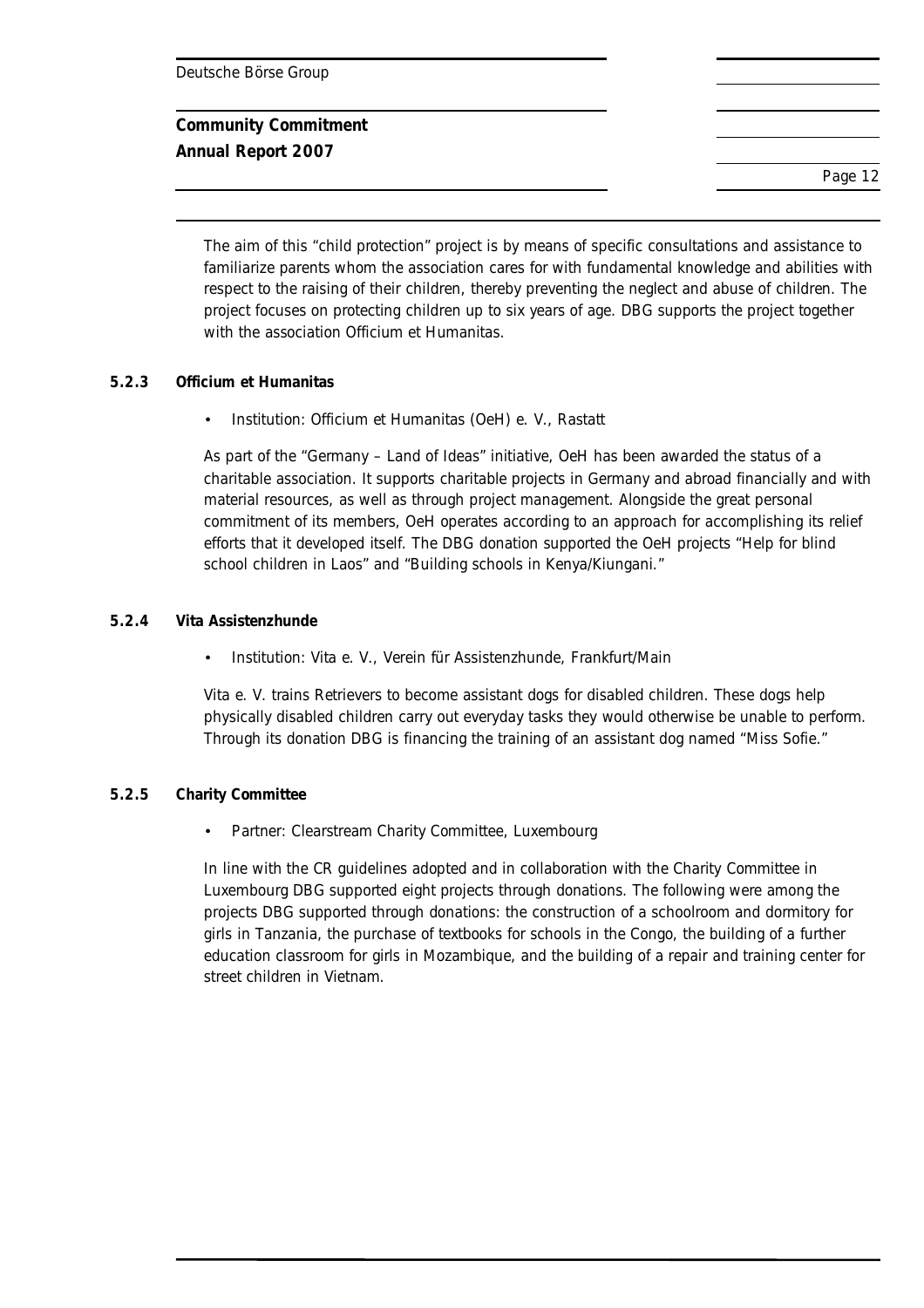The aim of this "child protection" project is by means of specific consultations and assistance to familiarize parents whom the association cares for with fundamental knowledge and abilities with respect to the raising of their children, thereby preventing the neglect and abuse of children. The project focuses on protecting children up to six years of age. DBG supports the project together with the association Officium et Humanitas.

### 5.2.3 Officium et Humanitas

- Institution: Officium et Humanitas (OeH) e. V., Rastatt

As part of the "Germany – Land of Ideas" initiative, OeH has been awarded the status of a charitable association. It supports charitable projects in Germany and abroad financially and with material resources, as well as through project management. Alongside the great personal commitment of its members, OeH operates according to an approach for accomplishing its relief efforts that it developed itself. The DBG donation supported the OeH projects "Help for blind school children in Laos" and "Building schools in Kenya/Kiungani."

### 5.2.4 Vita Assistenzhunde

- Institution: Vita e. V., Verein für Assistenzhunde, Frankfurt/Main

Vita e. V. trains Retrievers to become assistant dogs for disabled children. These dogs help physically disabled children carry out everyday tasks they would otherwise be unable to perform. Through its donation DBG is financing the training of an assistant dog named "Miss Sofie."

### 5.2.5 Charity Committee

- Partner: Clearstream Charity Committee, Luxembourg

In line with the CR guidelines adopted and in collaboration with the Charity Committee in Luxembourg DBG supported eight projects through donations. The following were among the projects DBG supported through donations: the construction of a schoolroom and dormitory for girls in Tanzania, the purchase of textbooks for schools in the Congo, the building of a further education classroom for girls in Mozambique, and the building of a repair and training center for street children in Vietnam.